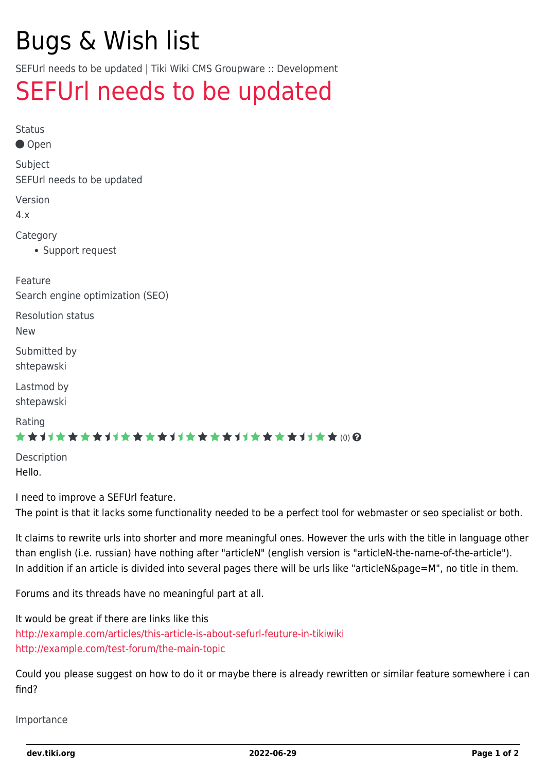# Bugs & Wish list

SEFUrl needs to be updated | Tiki Wiki CMS Groupware :: Development

## SEFUrl needs to be updated

Status

Open

Subject

SEFUrl needs to be updated

Version

4.x

Category

- Support request

Feature

Search engine optimization (SEO)

Resolution status

New

Submitted by

shtepawski

Lastmod by

shtepawski

Rating

(0)

Description

Hello.

I need to improve a SEFUrl feature.
The point is that it lacks some functionality needed to be a perfect tool for webmaster or seo specialist or both.

It claims to rewrite urls into shorter and more meaningful ones. However the urls with the title in language other than english (i.e. russian) have nothing after "articleN" (english version is "articleN-the-name-of-the-article").
In addition if an article is divided into several pages there will be urls like "articleN&page=M", no title in them.

Forums and its threads have no meaningful part at all.

It would be great if there are links like this
http://example.com/articles/this-article-is-about-sefurl-feuture-in-tikiwiki
http://example.com/test-forum/the-main-topic

Could you please suggest on how to do it or maybe there is already rewritten or similar feature somewhere i can find?

Importance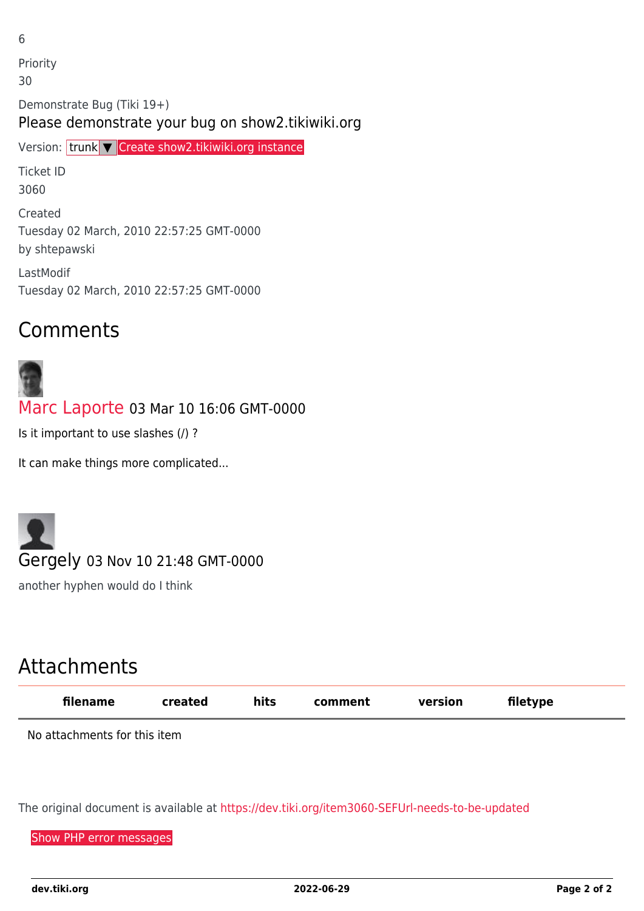6

Priority

30

Demonstrate Bug (Tiki 19+)

Please demonstrate your bug on show2.tikiwiki.org

Version: trunk ▼ Create show2.tikiwiki.org instance

Ticket ID

3060

Created

Tuesday 02 March, 2010 22:57:25 GMT-0000

by shtepawski

LastModif

Tuesday 02 March, 2010 22:57:25 GMT-0000

## Comments

Marc Laporte 03 Mar 10 16:06 GMT-0000

Is it important to use slashes (/) ?

It can make things more complicated...

Gergely 03 Nov 10 21:48 GMT-0000

another hyphen would do I think

## Attachments

| filename | created | hits | comment | version | filetype |
|---|---|---|---|---|---|
| No attachments for this item | | | | | |

The original document is available at https://dev.tiki.org/item3060-SEFUrl-needs-to-be-updated

Show PHP error messages